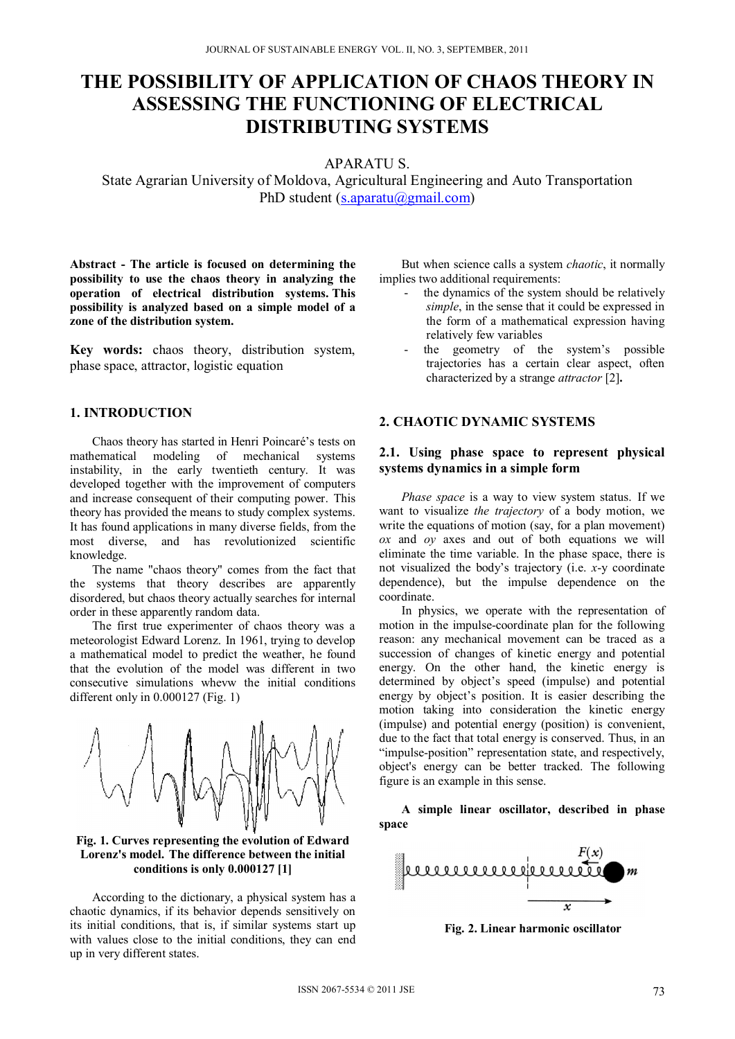# THE POSSIBILITY OF APPLICATION OF CHAOS THEORY IN ASSESSING THE FUNCTIONING OF ELECTRICAL DISTRIBUTING SYSTEMS

APARATU S.

State Agrarian University of Moldova, Agricultural Engineering and Auto Transportation

PhD student (s.aparatu@gmail.com)

**Abstract - The article is focused on determining the possibility to use the chaos theory in analyzing the operation of electrical distribution systems. This possibility is analyzed based on a simple model of a zone of the distribution system.**

**Key words:** chaos theory, distribution system, phase space, attractor, logistic equation

## 1. INTRODUCTION

Chaos theory has started in Henri Poincaré's tests on mathematical modeling of mechanical systems instability, in the early twentieth century. It was developed together with the improvement of computers and increase consequent of their computing power. This theory has provided the means to study complex systems. It has found applications in many diverse fields, from the most diverse, and has revolutionized scientific knowledge.

The name "chaos theory" comes from the fact that the systems that theory describes are apparently disordered, but chaos theory actually searches for internal order in these apparently random data.

The first true experimenter of chaos theory was a meteorologist Edward Lorenz. In 1961, trying to develop a mathematical model to predict the weather, he found that the evolution of the model was different in two consecutive simulations whevw the initial conditions different only in 0.000127 (Fig. 1)

**Fig. 1. Curves representing the evolution of Edward Lorenz's model. The difference between the initial conditions is only 0.000127 [1]**

According to the dictionary, a physical system has a chaotic dynamics, if its behavior depends sensitively on its initial conditions, that is, if similar systems start up with values close to the initial conditions, they can end up in very different states.

But when science calls a system *chaotic*, it normally implies two additional requirements:

- the dynamics of the system should be relatively *simple*, in the sense that it could be expressed in the form of a mathematical expression having relatively few variables
- the geometry of the system's possible trajectories has a certain clear aspect, often characterized by a strange *attractor* [2].

## 2. CHAOTIC DYNAMIC SYSTEMS

### 2.1. Using phase space to represent physical systems dynamics in a simple form

*Phase space* is a way to view system status. If we want to visualize *the trajectory* of a body motion, we write the equations of motion (say, for a plan movement) *ox* and *oy* axes and out of both equations we will eliminate the time variable. In the phase space, there is not visualized the body's trajectory (i.e. *x*-y coordinate dependence), but the impulse dependence on the coordinate.

In physics, we operate with the representation of motion in the impulse-coordinate plan for the following reason: any mechanical movement can be traced as a succession of changes of kinetic energy and potential energy. On the other hand, the kinetic energy is determined by object's speed (impulse) and potential energy by object's position. It is easier describing the motion taking into consideration the kinetic energy (impulse) and potential energy (position) is convenient, due to the fact that total energy is conserved. Thus, in an "impulse-position" representation state, and respectively, object's energy can be better tracked. The following figure is an example in this sense.

**A simple linear oscillator, described in phase space**

**Fig. 2. Linear harmonic oscillator**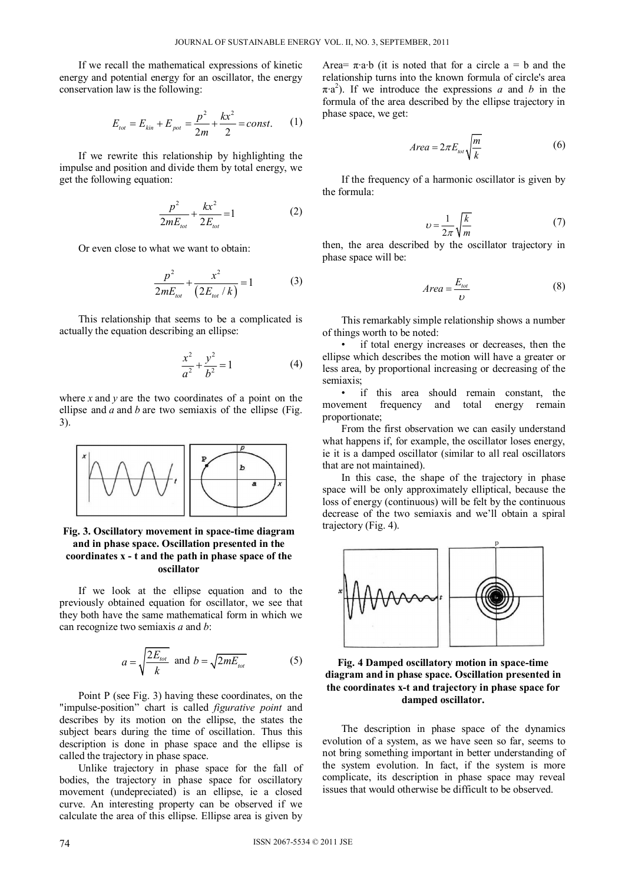If we recall the mathematical expressions of kinetic energy and potential energy for an oscillator, the energy conservation law is the following:

$$E_{tot} = E_{kin} + E_{pot} = \frac{p^2}{2m} + \frac{kx^2}{2} = const. \quad (1)$$

If we rewrite this relationship by highlighting the impulse and position and divide them by total energy, we get the following equation:

$$\frac{p^2}{2mE_{tot}} + \frac{kx^2}{2E_{tot}} = 1 \quad (2)$$

Or even close to what we want to obtain:

$$\frac{p^2}{2mE_{tot}} + \frac{x^2}{(2E_{tot}/k)} = 1 \quad (3)$$

This relationship that seems to be a complicated is actually the equation describing an ellipse:

$$\frac{x^2}{a^2} + \frac{y^2}{b^2} = 1 \quad (4)$$

where *x* and *y* are the two coordinates of a point on the ellipse and *a* and *b* are two semiaxis of the ellipse (Fig. 3).

**Fig. 3. Oscillatory movement in space-time diagram and in phase space. Oscillation presented in the coordinates x - t and the path in phase space of the oscillator**

If we look at the ellipse equation and to the previously obtained equation for oscillator, we see that they both have the same mathematical form in which we can recognize two semiaxis *a* and *b*:

$$a = \sqrt{\frac{2E_{tot}}{k}} \text{ and } b = \sqrt{2mE_{tot}} \quad (5)$$

Point P (see Fig. 3) having these coordinates, on the "impulse-position" chart is called *figurative point* and describes by its motion on the ellipse, the states the subject bears during the time of oscillation. Thus this description is done in phase space and the ellipse is called the trajectory in phase space.

Unlike trajectory in phase space for the fall of bodies, the trajectory in phase space for oscillatory movement (undepreciated) is an ellipse, ie a closed curve. An interesting property can be observed if we calculate the area of this ellipse. Ellipse area is given by Area= $\pi \cdot a \cdot b$ (it is noted that for a circle a = b and the relationship turns into the known formula of circle's area $\pi \cdot a^2$). If we introduce the expressions *a* and *b* in the formula of the area described by the ellipse trajectory in phase space, we get:

$$Area = 2\pi E_{tot}\sqrt{\frac{m}{k}} \quad (6)$$

If the frequency of a harmonic oscillator is given by the formula:

$$\upsilon = \frac{1}{2\pi}\sqrt{\frac{k}{m}} \quad (7)$$

then, the area described by the oscillator trajectory in phase space will be:

$$Area = \frac{E_{tot}}{\upsilon} \quad (8)$$

This remarkably simple relationship shows a number of things worth to be noted:

- if total energy increases or decreases, then the ellipse which describes the motion will have a greater or less area, by proportional increasing or decreasing of the semiaxis;
- if this area should remain constant, the movement frequency and total energy remain proportionate;

From the first observation we can easily understand what happens if, for example, the oscillator loses energy, ie it is a damped oscillator (similar to all real oscillators that are not maintained).

In this case, the shape of the trajectory in phase space will be only approximately elliptical, because the loss of energy (continuous) will be felt by the continuous decrease of the two semiaxis and we'll obtain a spiral trajectory (Fig. 4).

**Fig. 4 Damped oscillatory motion in space-time diagram and in phase space. Oscillation presented in the coordinates x-t and trajectory in phase space for damped oscillator.**

The description in phase space of the dynamics evolution of a system, as we have seen so far, seems to not bring something important in better understanding of the system evolution. In fact, if the system is more complicate, its description in phase space may reveal issues that would otherwise be difficult to be observed.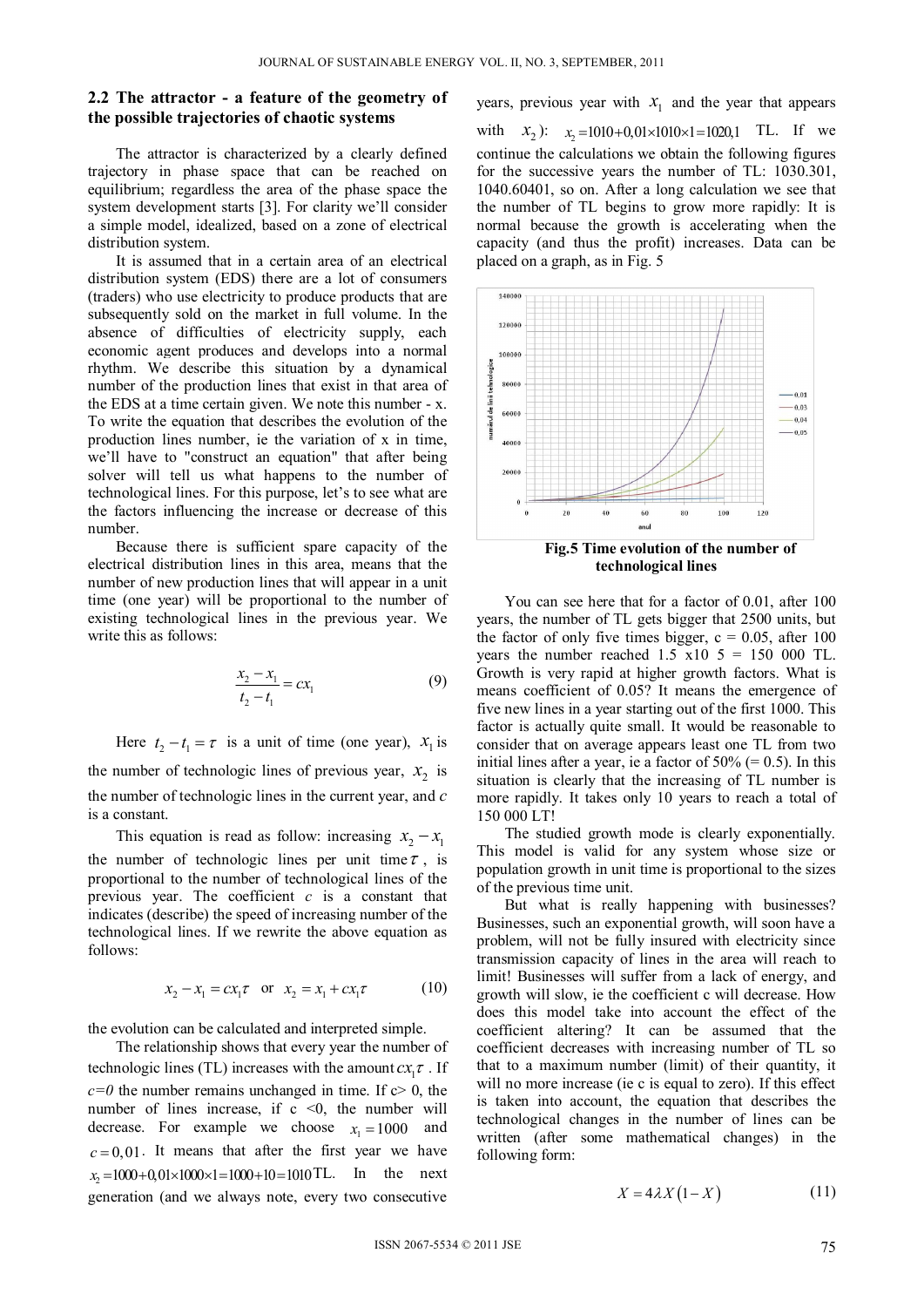## 2.2 The attractor - a feature of the geometry of the possible trajectories of chaotic systems

The attractor is characterized by a clearly defined trajectory in phase space that can be reached on equilibrium; regardless the area of the phase space the system development starts [3]. For clarity we'll consider a simple model, idealized, based on a zone of electrical distribution system.

It is assumed that in a certain area of an electrical distribution system (EDS) there are a lot of consumers (traders) who use electricity to produce products that are subsequently sold on the market in full volume. In the absence of difficulties of electricity supply, each economic agent produces and develops into a normal rhythm. We describe this situation by a dynamical number of the production lines that exist in that area of the EDS at a time certain given. We note this number - x. To write the equation that describes the evolution of the production lines number, ie the variation of x in time, we'll have to "construct an equation" that after being solver will tell us what happens to the number of technological lines. For this purpose, let's to see what are the factors influencing the increase or decrease of this number.

Because there is sufficient spare capacity of the electrical distribution lines in this area, means that the number of new production lines that will appear in a unit time (one year) will be proportional to the number of existing technological lines in the previous year. We write this as follows:

$$\frac{x_2 - x_1}{t_2 - t_1} = c x_1 \tag{9}$$

Here $t_2 - t_1 = \tau$ is a unit of time (one year), $x_1$ is the number of technologic lines of previous year, $x_2$ is the number of technologic lines in the current year, and $c$ is a constant.

This equation is read as follow: increasing $x_2 - x_1$ the number of technologic lines per unit time $\tau$, is proportional to the number of technological lines of the previous year. The coefficient $c$ is a constant that indicates (describe) the speed of increasing number of the technological lines. If we rewrite the above equation as follows:

$$x_2 - x_1 = c x_1 \tau \quad \text{or} \quad x_2 = x_1 + c x_1 \tau \tag{10}$$

the evolution can be calculated and interpreted simple.

The relationship shows that every year the number of technologic lines (TL) increases with the amount $c x_1 \tau$. If $c=0$ the number remains unchanged in time. If $c > 0$, the number of lines increase, if $c < 0$, the number will decrease. For example we choose $x_1 = 1000$ and $c = 0{,}01$. It means that after the first year we have $x_2 = 1000 + 0{,}01 \times 1000 \times 1 = 1000 + 10 = 1010$ TL. In the next generation (and we always note, every two consecutive years, previous year with $x_1$ and the year that appears with $x_2$): $x_2 = 1010 + 0{,}01 \times 1010 \times 1 = 1020{,}1$ TL. If we continue the calculations we obtain the following figures for the successive years the number of TL: 1030.301, 1040.60401, so on. After a long calculation we see that the number of TL begins to grow more rapidly: It is normal because the growth is accelerating when the capacity (and thus the profit) increases. Data can be placed on a graph, as in Fig. 5

**Fig.5 Time evolution of the number of technological lines**

You can see here that for a factor of 0.01, after 100 years, the number of TL gets bigger that 2500 units, but the factor of only five times bigger, c = 0.05, after 100 years the number reached 1.5 x10 5 = 150 000 TL. Growth is very rapid at higher growth factors. What is means coefficient of 0.05? It means the emergence of five new lines in a year starting out of the first 1000. This factor is actually quite small. It would be reasonable to consider that on average appears least one TL from two initial lines after a year, ie a factor of 50% (= 0.5). In this situation is clearly that the increasing of TL number is more rapidly. It takes only 10 years to reach a total of 150 000 LT!

The studied growth mode is clearly exponentially. This model is valid for any system whose size or population growth in unit time is proportional to the sizes of the previous time unit.

But what is really happening with businesses? Businesses, such an exponential growth, will soon have a problem, will not be fully insured with electricity since transmission capacity of lines in the area will reach to limit! Businesses will suffer from a lack of energy, and growth will slow, ie the coefficient c will decrease. How does this model take into account the effect of the coefficient altering? It can be assumed that the coefficient decreases with increasing number of TL so that to a maximum number (limit) of their quantity, it will no more increase (ie c is equal to zero). If this effect is taken into account, the equation that describes the technological changes in the number of lines can be written (after some mathematical changes) in the following form:

$$X = 4\lambda X\left(1 - X\right) \tag{11}$$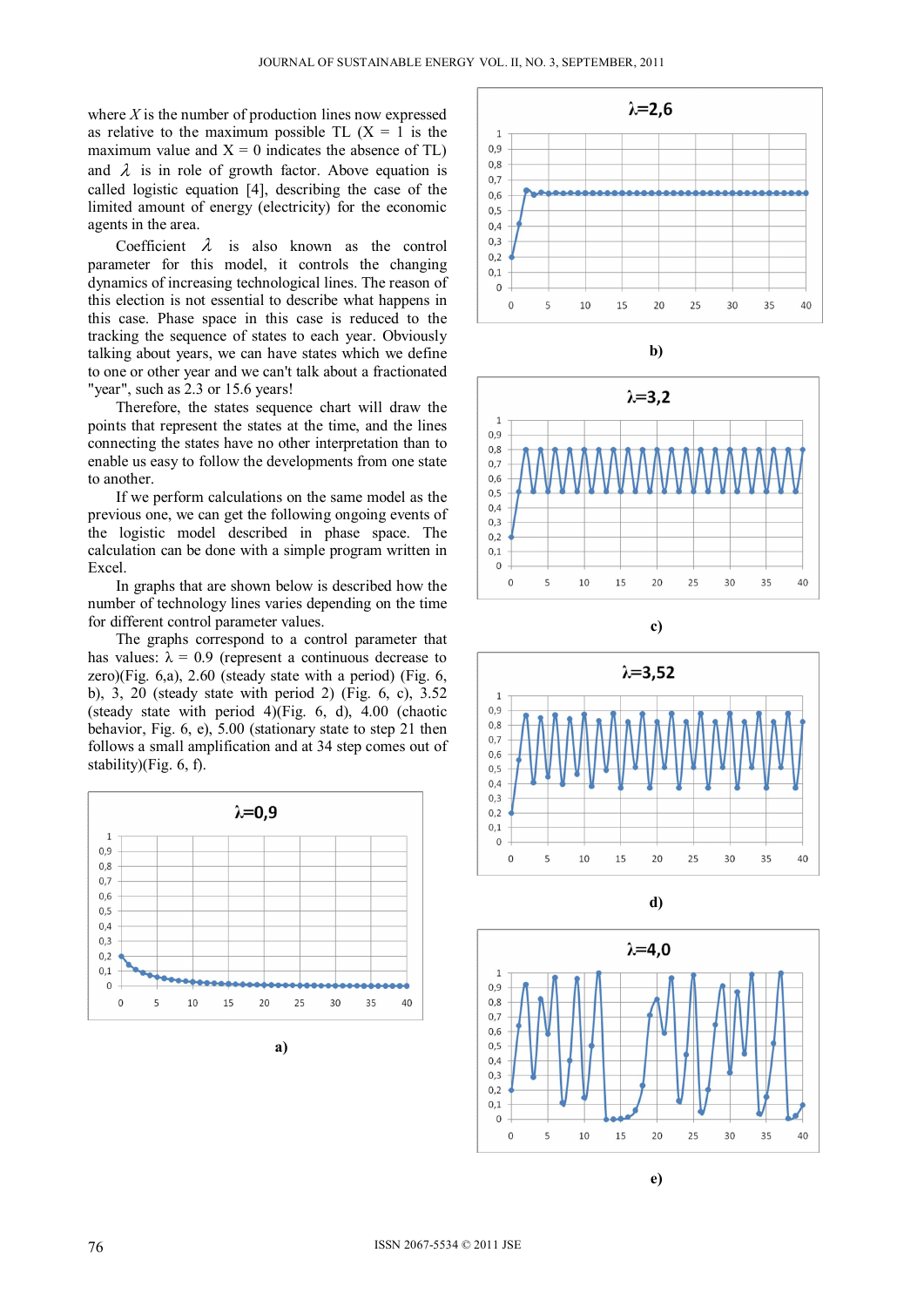where $X$ is the number of production lines now expressed as relative to the maximum possible TL ($X = 1$ is the maximum value and $X = 0$ indicates the absence of TL) and $\lambda$ is in role of growth factor. Above equation is called logistic equation [4], describing the case of the limited amount of energy (electricity) for the economic agents in the area.

Coefficient $\lambda$ is also known as the control parameter for this model, it controls the changing dynamics of increasing technological lines. The reason of this election is not essential to describe what happens in this case. Phase space in this case is reduced to the tracking the sequence of states to each year. Obviously talking about years, we can have states which we define to one or other year and we can't talk about a fractionated "year", such as 2.3 or 15.6 years!

Therefore, the states sequence chart will draw the points that represent the states at the time, and the lines connecting the states have no other interpretation than to enable us easy to follow the developments from one state to another.

If we perform calculations on the same model as the previous one, we can get the following ongoing events of the logistic model described in phase space. The calculation can be done with a simple program written in Excel.

In graphs that are shown below is described how the number of technology lines varies depending on the time for different control parameter values.

The graphs correspond to a control parameter that has values: $\lambda = 0.9$ (represent a continuous decrease to zero)(Fig. 6,a), 2.60 (steady state with a period) (Fig. 6, b), 3, 20 (steady state with period 2) (Fig. 6, c), 3.52 (steady state with period 4)(Fig. 6, d), 4.00 (chaotic behavior, Fig. 6, e), 5.00 (stationary state to step 21 then follows a small amplification and at 34 step comes out of stability)(Fig. 6, f).

a)

b)

c)

d)

e)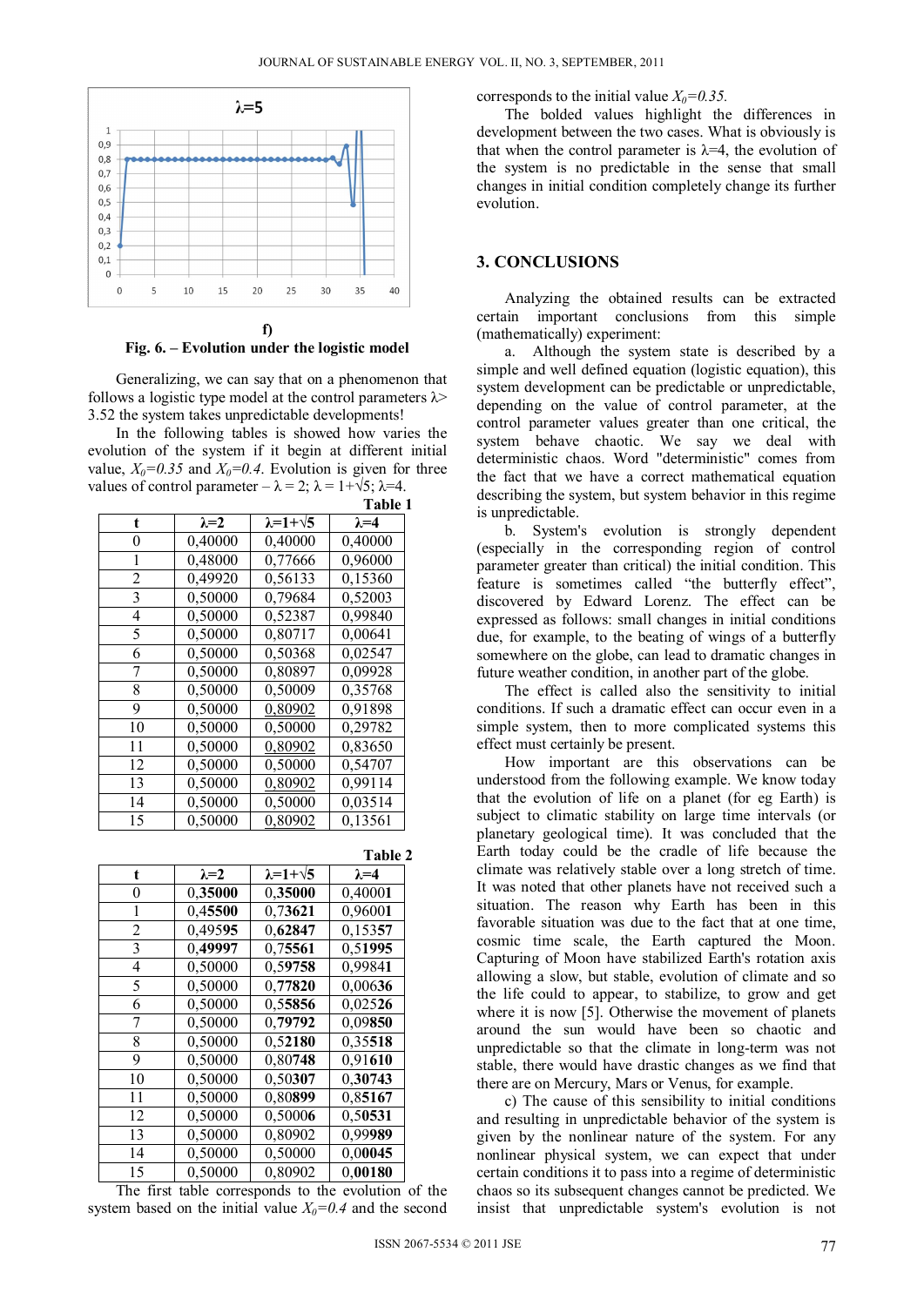f)

**Fig. 6. – Evolution under the logistic model**

Generalizing, we can say that on a phenomenon that follows a logistic type model at the control parameters λ> 3.52 the system takes unpredictable developments!

In the following tables is showed how varies the evolution of the system if it begin at different initial value, $X_0=0.35$ and $X_0=0.4$. Evolution is given for three values of control parameter – λ = 2; λ = 1+√5; λ=4.

**Table 1**

| t | λ=2 | λ=1+√5 | λ=4 |
|---|---|---|---|
| 0 | 0,40000 | 0,40000 | 0,40000 |
| 1 | 0,48000 | 0,77666 | 0,96000 |
| 2 | 0,49920 | 0,56133 | 0,15360 |
| 3 | 0,50000 | 0,79684 | 0,52003 |
| 4 | 0,50000 | 0,52387 | 0,99840 |
| 5 | 0,50000 | 0,80717 | 0,00641 |
| 6 | 0,50000 | 0,50368 | 0,02547 |
| 7 | 0,50000 | 0,80897 | 0,09928 |
| 8 | 0,50000 | 0,50009 | 0,35768 |
| 9 | 0,50000 | 0,80902 | 0,91898 |
| 10 | 0,50000 | 0,50000 | 0,29782 |
| 11 | 0,50000 | 0,80902 | 0,83650 |
| 12 | 0,50000 | 0,50000 | 0,54707 |
| 13 | 0,50000 | 0,80902 | 0,99114 |
| 14 | 0,50000 | 0,50000 | 0,03514 |
| 15 | 0,50000 | 0,80902 | 0,13561 |

**Table 2**

| t | λ=2 | λ=1+√5 | λ=4 |
|---|---|---|---|
| 0 | 0,**35000** | 0,**35000** | 0,4000**1** |
| 1 | 0,**45500** | 0,**73621** | 0,9600**1** |
| 2 | 0,495**95** | 0,**62847** | 0,153**57** |
| 3 | 0,**49997** | 0,**75561** | 0,51**995** |
| 4 | 0,50000 | 0,**59758** | 0,998**41** |
| 5 | 0,50000 | 0,**77820** | 0,006**36** |
| 6 | 0,50000 | 0,**55856** | 0,025**26** |
| 7 | 0,50000 | 0,**79792** | 0,09**850** |
| 8 | 0,50000 | 0,**52180** | 0,35**518** |
| 9 | 0,50000 | 0,80**748** | 0,91**610** |
| 10 | 0,50000 | 0,50**307** | 0,**30743** |
| 11 | 0,50000 | 0,80**899** | 0,**85167** |
| 12 | 0,50000 | 0,500**06** | 0,**50531** |
| 13 | 0,50000 | 0,80902 | 0,99**989** |
| 14 | 0,50000 | 0,50000 | 0,**00045** |
| 15 | 0,50000 | 0,80902 | 0,**00180** |

The first table corresponds to the evolution of the system based on the initial value $X_0=0.4$ and the second corresponds to the initial value $X_0=0.35$.

The bolded values highlight the differences in development between the two cases. What is obviously is that when the control parameter is λ=4, the evolution of the system is no predictable in the sense that small changes in initial condition completely change its further evolution.

## 3. CONCLUSIONS

Analyzing the obtained results can be extracted certain important conclusions from this simple (mathematically) experiment:

a. Although the system state is described by a simple and well defined equation (logistic equation), this system development can be predictable or unpredictable, depending on the value of control parameter, at the control parameter values greater than one critical, the system behave chaotic. We say we deal with deterministic chaos. Word "deterministic" comes from the fact that we have a correct mathematical equation describing the system, but system behavior in this regime is unpredictable.

b. System's evolution is strongly dependent (especially in the corresponding region of control parameter greater than critical) the initial condition. This feature is sometimes called "the butterfly effect", discovered by Edward Lorenz. The effect can be expressed as follows: small changes in initial conditions due, for example, to the beating of wings of a butterfly somewhere on the globe, can lead to dramatic changes in future weather condition, in another part of the globe.

The effect is called also the sensitivity to initial conditions. If such a dramatic effect can occur even in a simple system, then to more complicated systems this effect must certainly be present.

How important are this observations can be understood from the following example. We know today that the evolution of life on a planet (for eg Earth) is subject to climatic stability on large time intervals (or planetary geological time). It was concluded that the Earth today could be the cradle of life because the climate was relatively stable over a long stretch of time. It was noted that other planets have not received such a situation. The reason why Earth has been in this favorable situation was due to the fact that at one time, cosmic time scale, the Earth captured the Moon. Capturing of Moon have stabilized Earth's rotation axis allowing a slow, but stable, evolution of climate and so the life could to appear, to stabilize, to grow and get where it is now [5]. Otherwise the movement of planets around the sun would have been so chaotic and unpredictable so that the climate in long-term was not stable, there would have drastic changes as we find that there are on Mercury, Mars or Venus, for example.

c) The cause of this sensibility to initial conditions and resulting in unpredictable behavior of the system is given by the nonlinear nature of the system. For any nonlinear physical system, we can expect that under certain conditions it to pass into a regime of deterministic chaos so its subsequent changes cannot be predicted. We insist that unpredictable system's evolution is not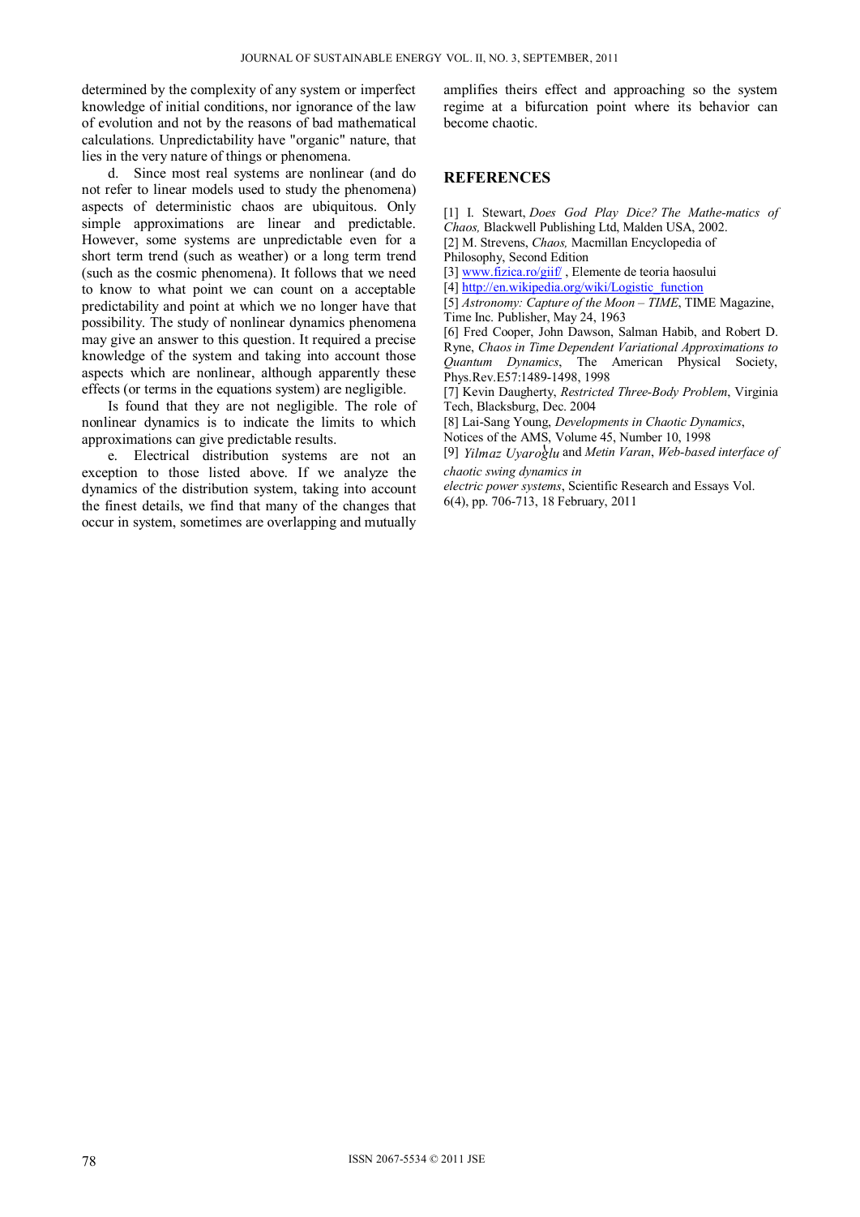determined by the complexity of any system or imperfect knowledge of initial conditions, nor ignorance of the law of evolution and not by the reasons of bad mathematical calculations. Unpredictability have "organic" nature, that lies in the very nature of things or phenomena.

d. Since most real systems are nonlinear (and do not refer to linear models used to study the phenomena) aspects of deterministic chaos are ubiquitous. Only simple approximations are linear and predictable. However, some systems are unpredictable even for a short term trend (such as weather) or a long term trend (such as the cosmic phenomena). It follows that we need to know to what point we can count on a acceptable predictability and point at which we no longer have that possibility. The study of nonlinear dynamics phenomena may give an answer to this question. It required a precise knowledge of the system and taking into account those aspects which are nonlinear, although apparently these effects (or terms in the equations system) are negligible.

Is found that they are not negligible. The role of nonlinear dynamics is to indicate the limits to which approximations can give predictable results.

e. Electrical distribution systems are not an exception to those listed above. If we analyze the dynamics of the distribution system, taking into account the finest details, we find that many of the changes that occur in system, sometimes are overlapping and mutually amplifies theirs effect and approaching so the system regime at a bifurcation point where its behavior can become chaotic.

## REFERENCES

[1] I. Stewart, *Does God Play Dice? The Mathe-matics of Chaos,* Blackwell Publishing Ltd, Malden USA, 2002.
[2] M. Strevens, *Chaos,* Macmillan Encyclopedia of Philosophy, Second Edition
[3] www.fizica.ro/giif/ , Elemente de teoria haosului
[4] http://en.wikipedia.org/wiki/Logistic_function
[5] *Astronomy: Capture of the Moon – TIME*, TIME Magazine, Time Inc. Publisher, May 24, 1963
[6] Fred Cooper, John Dawson, Salman Habib, and Robert D. Ryne, *Chaos in Time Dependent Variational Approximations to Quantum Dynamics*, The American Physical Society, Phys.Rev.E57:1489-1498, 1998
[7] Kevin Daugherty, *Restricted Three-Body Problem*, Virginia Tech, Blacksburg, Dec. 2004
[8] Lai-Sang Young, *Developments in Chaotic Dynamics*, Notices of the AMS, Volume 45, Number 10, 1998
[9] *Yilmaz Uyaroğlu* and *Metin Varan*, *Web-based interface of chaotic swing dynamics in electric power systems*, Scientific Research and Essays Vol. 6(4), pp. 706-713, 18 February, 2011